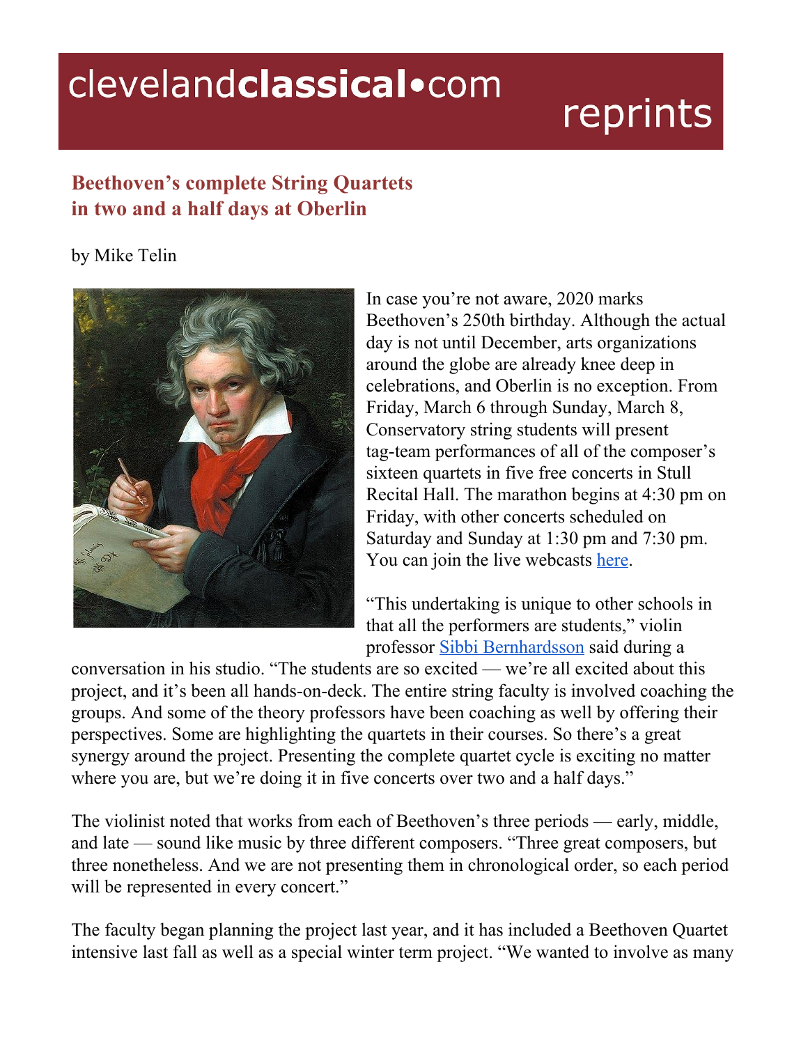# clevelandclassical•com reprints

## Beethoven's complete String Quartets in two and a half days at Oberlin

by Mike Telin

In case you're not aware, 2020 marks Beethoven's 250th birthday. Although the actual day is not until December, arts organizations around the globe are already knee deep in celebrations, and Oberlin is no exception. From Friday, March 6 through Sunday, March 8, Conservatory string students will present tag-team performances of all of the composer's sixteen quartets in five free concerts in Stull Recital Hall. The marathon begins at 4:30 pm on Friday, with other concerts scheduled on Saturday and Sunday at 1:30 pm and 7:30 pm. You can join the live webcasts here.

"This undertaking is unique to other schools in that all the performers are students," violin professor Sibbi Bernhardsson said during a conversation in his studio. "The students are so excited — we're all excited about this project, and it's been all hands-on-deck. The entire string faculty is involved coaching the groups. And some of the theory professors have been coaching as well by offering their perspectives. Some are highlighting the quartets in their courses. So there's a great synergy around the project. Presenting the complete quartet cycle is exciting no matter where you are, but we're doing it in five concerts over two and a half days."

The violinist noted that works from each of Beethoven's three periods — early, middle, and late — sound like music by three different composers. "Three great composers, but three nonetheless. And we are not presenting them in chronological order, so each period will be represented in every concert."

The faculty began planning the project last year, and it has included a Beethoven Quartet intensive last fall as well as a special winter term project. "We wanted to involve as many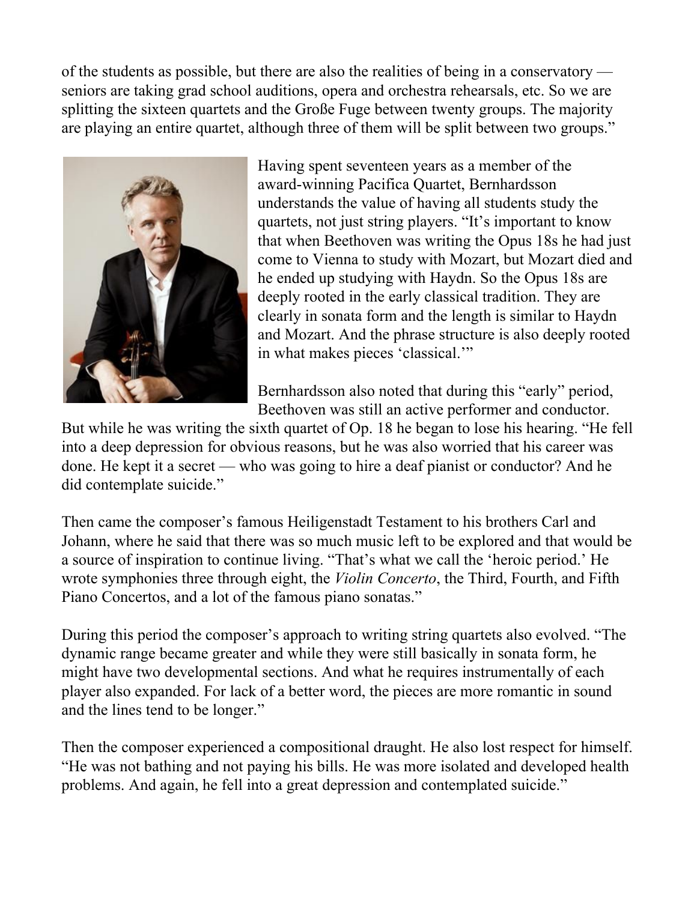of the students as possible, but there are also the realities of being in a conservatory — seniors are taking grad school auditions, opera and orchestra rehearsals, etc. So we are splitting the sixteen quartets and the Große Fuge between twenty groups. The majority are playing an entire quartet, although three of them will be split between two groups."

Having spent seventeen years as a member of the award-winning Pacifica Quartet, Bernhardsson understands the value of having all students study the quartets, not just string players. "It's important to know that when Beethoven was writing the Opus 18s he had just come to Vienna to study with Mozart, but Mozart died and he ended up studying with Haydn. So the Opus 18s are deeply rooted in the early classical tradition. They are clearly in sonata form and the length is similar to Haydn and Mozart. And the phrase structure is also deeply rooted in what makes pieces 'classical.'"

Bernhardsson also noted that during this "early" period, Beethoven was still an active performer and conductor. But while he was writing the sixth quartet of Op. 18 he began to lose his hearing. "He fell into a deep depression for obvious reasons, but he was also worried that his career was done. He kept it a secret — who was going to hire a deaf pianist or conductor? And he did contemplate suicide."

Then came the composer's famous Heiligenstadt Testament to his brothers Carl and Johann, where he said that there was so much music left to be explored and that would be a source of inspiration to continue living. "That's what we call the 'heroic period.' He wrote symphonies three through eight, the *Violin Concerto*, the Third, Fourth, and Fifth Piano Concertos, and a lot of the famous piano sonatas."

During this period the composer's approach to writing string quartets also evolved. "The dynamic range became greater and while they were still basically in sonata form, he might have two developmental sections. And what he requires instrumentally of each player also expanded. For lack of a better word, the pieces are more romantic in sound and the lines tend to be longer."

Then the composer experienced a compositional draught. He also lost respect for himself. "He was not bathing and not paying his bills. He was more isolated and developed health problems. And again, he fell into a great depression and contemplated suicide."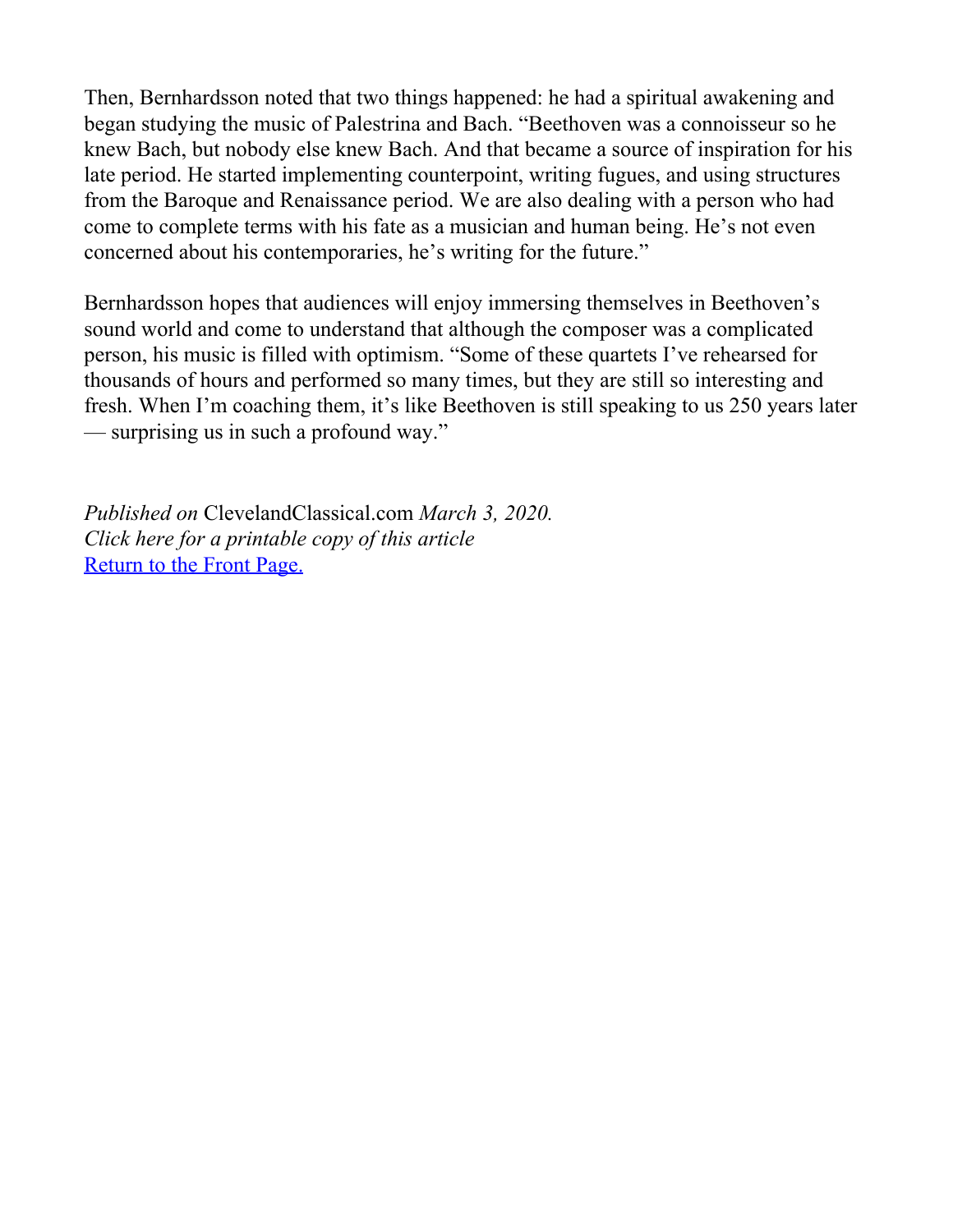Then, Bernhardsson noted that two things happened: he had a spiritual awakening and began studying the music of Palestrina and Bach. "Beethoven was a connoisseur so he knew Bach, but nobody else knew Bach. And that became a source of inspiration for his late period. He started implementing counterpoint, writing fugues, and using structures from the Baroque and Renaissance period. We are also dealing with a person who had come to complete terms with his fate as a musician and human being. He's not even concerned about his contemporaries, he's writing for the future."

Bernhardsson hopes that audiences will enjoy immersing themselves in Beethoven's sound world and come to understand that although the composer was a complicated person, his music is filled with optimism. "Some of these quartets I've rehearsed for thousands of hours and performed so many times, but they are still so interesting and fresh. When I'm coaching them, it's like Beethoven is still speaking to us 250 years later — surprising us in such a profound way."

*Published on* ClevelandClassical.com *March 3, 2020.*
*Click here for a printable copy of this article*
[Return to the Front Page.]